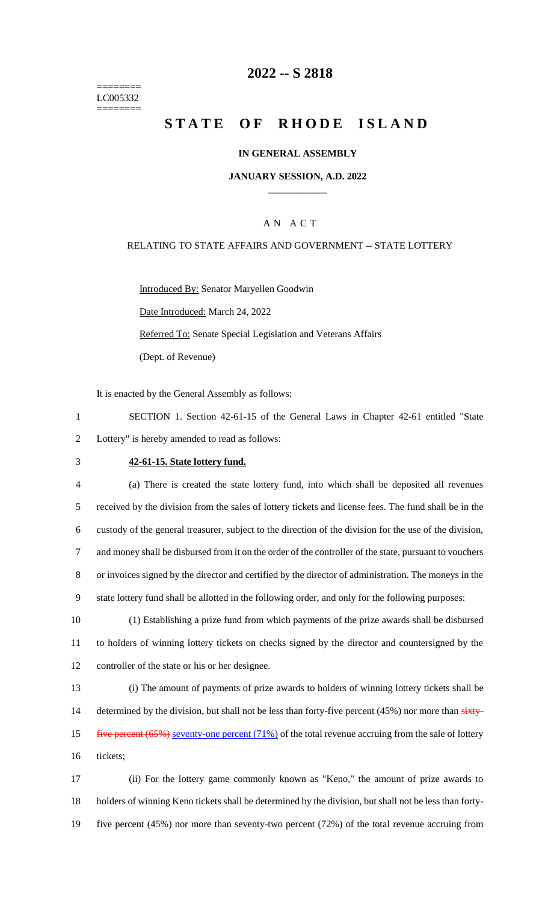========
LC005332
========

# 2022 -- S 2818

# STATE OF RHODE ISLAND

**IN GENERAL ASSEMBLY**

**JANUARY SESSION, A.D. 2022**

____________

A N A C T

RELATING TO STATE AFFAIRS AND GOVERNMENT -- STATE LOTTERY

Introduced By: Senator Maryellen Goodwin

Date Introduced: March 24, 2022

Referred To: Senate Special Legislation and Veterans Affairs

(Dept. of Revenue)

It is enacted by the General Assembly as follows:

1 SECTION 1. Section 42-61-15 of the General Laws in Chapter 42-61 entitled "State
2 Lottery" is hereby amended to read as follows:

3 **42-61-15. State lottery fund.**

4 (a) There is created the state lottery fund, into which shall be deposited all revenues
5 received by the division from the sales of lottery tickets and license fees. The fund shall be in the
6 custody of the general treasurer, subject to the direction of the division for the use of the division,
7 and money shall be disbursed from it on the order of the controller of the state, pursuant to vouchers
8 or invoices signed by the director and certified by the director of administration. The moneys in the
9 state lottery fund shall be allotted in the following order, and only for the following purposes:

10 (1) Establishing a prize fund from which payments of the prize awards shall be disbursed
11 to holders of winning lottery tickets on checks signed by the director and countersigned by the
12 controller of the state or his or her designee.

13 (i) The amount of payments of prize awards to holders of winning lottery tickets shall be
14 determined by the division, but shall not be less than forty-five percent (45%) nor more than ~~sixty-~~
15 ~~five percent (65%)~~ seventy-one percent (71%) of the total revenue accruing from the sale of lottery
16 tickets;

17 (ii) For the lottery game commonly known as "Keno," the amount of prize awards to
18 holders of winning Keno tickets shall be determined by the division, but shall not be less than forty-
19 five percent (45%) nor more than seventy-two percent (72%) of the total revenue accruing from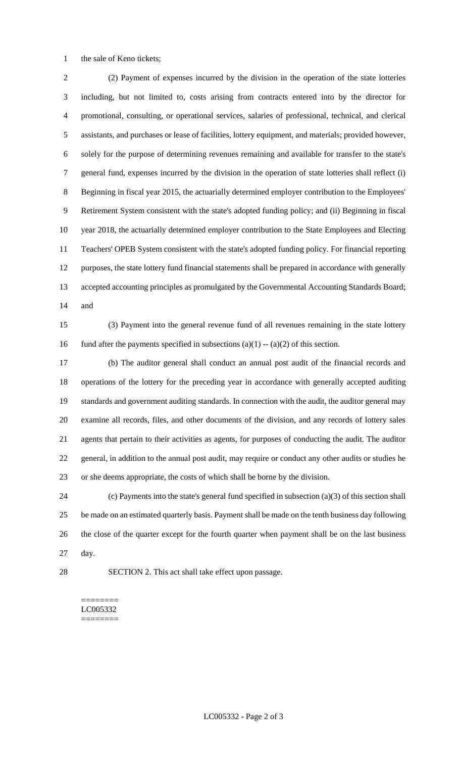the sale of Keno tickets;

(2) Payment of expenses incurred by the division in the operation of the state lotteries including, but not limited to, costs arising from contracts entered into by the director for promotional, consulting, or operational services, salaries of professional, technical, and clerical assistants, and purchases or lease of facilities, lottery equipment, and materials; provided however, solely for the purpose of determining revenues remaining and available for transfer to the state's general fund, expenses incurred by the division in the operation of state lotteries shall reflect (i) Beginning in fiscal year 2015, the actuarially determined employer contribution to the Employees' Retirement System consistent with the state's adopted funding policy; and (ii) Beginning in fiscal year 2018, the actuarially determined employer contribution to the State Employees and Electing Teachers' OPEB System consistent with the state's adopted funding policy. For financial reporting purposes, the state lottery fund financial statements shall be prepared in accordance with generally accepted accounting principles as promulgated by the Governmental Accounting Standards Board; and

(3) Payment into the general revenue fund of all revenues remaining in the state lottery fund after the payments specified in subsections (a)(1) -- (a)(2) of this section.

(b) The auditor general shall conduct an annual post audit of the financial records and operations of the lottery for the preceding year in accordance with generally accepted auditing standards and government auditing standards. In connection with the audit, the auditor general may examine all records, files, and other documents of the division, and any records of lottery sales agents that pertain to their activities as agents, for purposes of conducting the audit. The auditor general, in addition to the annual post audit, may require or conduct any other audits or studies he or she deems appropriate, the costs of which shall be borne by the division.

(c) Payments into the state's general fund specified in subsection (a)(3) of this section shall be made on an estimated quarterly basis. Payment shall be made on the tenth business day following the close of the quarter except for the fourth quarter when payment shall be on the last business day.

SECTION 2. This act shall take effect upon passage.

========
LC005332
========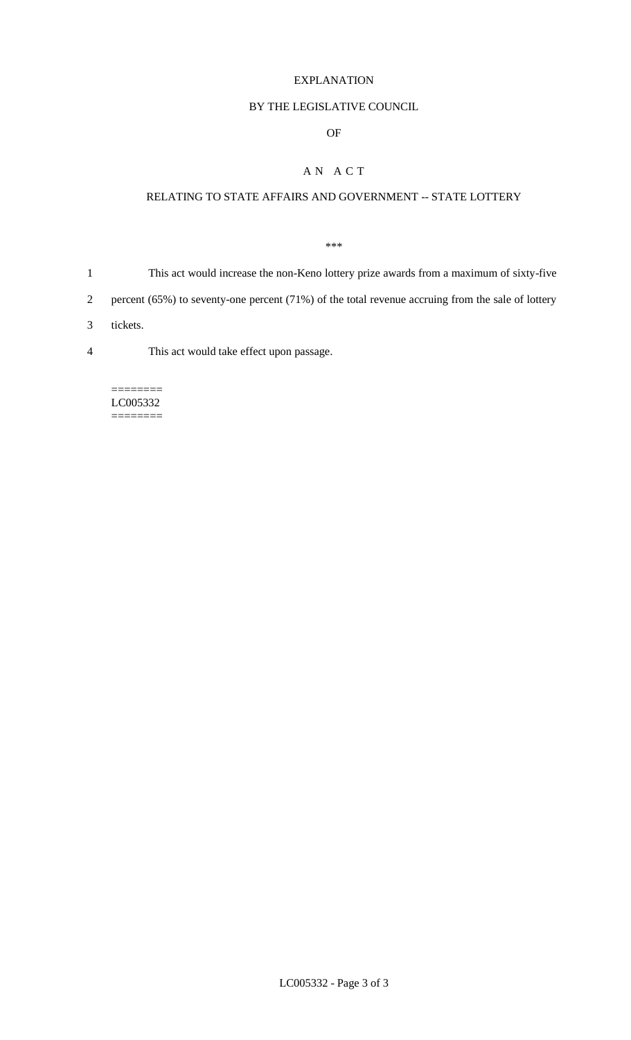EXPLANATION

BY THE LEGISLATIVE COUNCIL

OF

A N A C T

RELATING TO STATE AFFAIRS AND GOVERNMENT -- STATE LOTTERY

\*\*\*

This act would increase the non-Keno lottery prize awards from a maximum of sixty-five percent (65%) to seventy-one percent (71%) of the total revenue accruing from the sale of lottery tickets.

This act would take effect upon passage.

========
LC005332
========